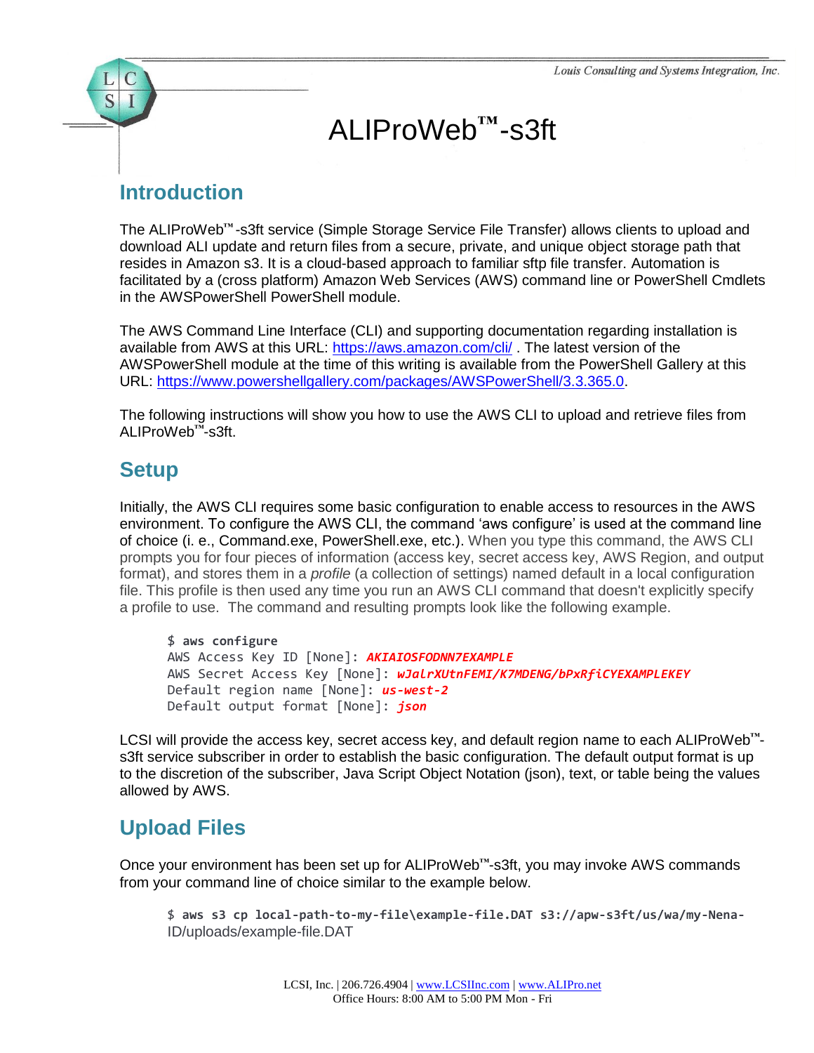# ALIProWeb™-s3ft

## Introduction

The ALIProWeb™-s3ft service (Simple Storage Service File Transfer) allows clients to upload and download ALI update and return files from a secure, private, and unique object storage path that resides in Amazon s3. It is a cloud-based approach to familiar sftp file transfer. Automation is facilitated by a (cross platform) Amazon Web Services (AWS) command line or PowerShell Cmdlets in the AWSPowerShell PowerShell module.

The AWS Command Line Interface (CLI) and supporting documentation regarding installation is available from AWS at this URL: https://aws.amazon.com/cli/ . The latest version of the AWSPowerShell module at the time of this writing is available from the PowerShell Gallery at this URL: https://www.powershellgallery.com/packages/AWSPowerShell/3.3.365.0.

The following instructions will show you how to use the AWS CLI to upload and retrieve files from ALIProWeb™-s3ft.

## Setup

Initially, the AWS CLI requires some basic configuration to enable access to resources in the AWS environment. To configure the AWS CLI, the command 'aws configure' is used at the command line of choice (i. e., Command.exe, PowerShell.exe, etc.). When you type this command, the AWS CLI prompts you for four pieces of information (access key, secret access key, AWS Region, and output format), and stores them in a *profile* (a collection of settings) named default in a local configuration file. This profile is then used any time you run an AWS CLI command that doesn't explicitly specify a profile to use. The command and resulting prompts look like the following example.

```
$ aws configure
AWS Access Key ID [None]: AKIAIOSFODNN7EXAMPLE
AWS Secret Access Key [None]: wJalrXUtnFEMI/K7MDENG/bPxRfiCYEXAMPLEKEY
Default region name [None]: us-west-2
Default output format [None]: json
```

LCSI will provide the access key, secret access key, and default region name to each ALIProWeb™-s3ft service subscriber in order to establish the basic configuration. The default output format is up to the discretion of the subscriber, Java Script Object Notation (json), text, or table being the values allowed by AWS.

## Upload Files

Once your environment has been set up for ALIProWeb™-s3ft, you may invoke AWS commands from your command line of choice similar to the example below.

```
$ aws s3 cp local-path-to-my-file\example-file.DAT s3://apw-s3ft/us/wa/my-Nena-ID/uploads/example-file.DAT
```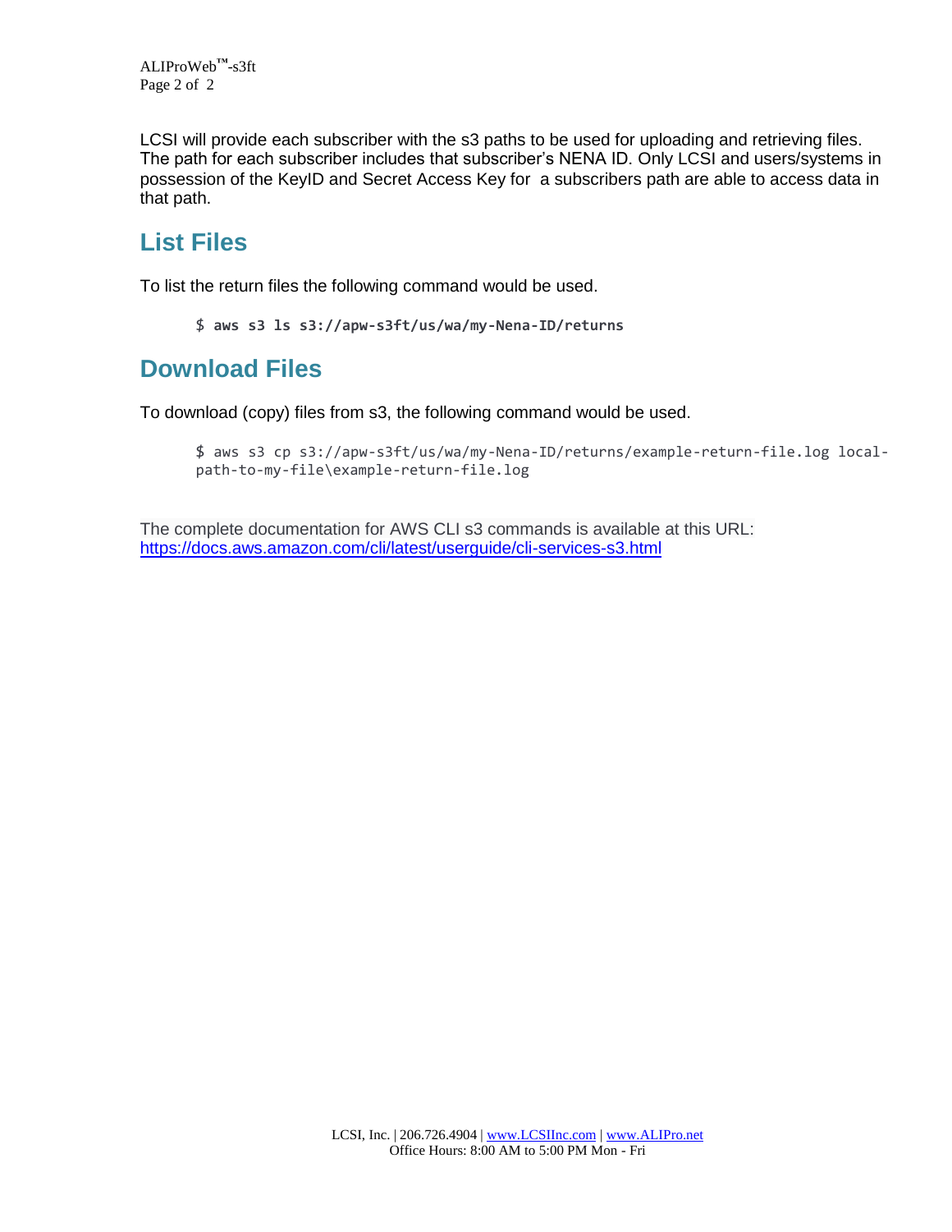LCSI will provide each subscriber with the s3 paths to be used for uploading and retrieving files. The path for each subscriber includes that subscriber's NENA ID. Only LCSI and users/systems in possession of the KeyID and Secret Access Key for a subscribers path are able to access data in that path.

## List Files

To list the return files the following command would be used.

```
$ aws s3 ls s3://apw-s3ft/us/wa/my-Nena-ID/returns
```

## Download Files

To download (copy) files from s3, the following command would be used.

```
$ aws s3 cp s3://apw-s3ft/us/wa/my-Nena-ID/returns/example-return-file.log local-path-to-my-file\example-return-file.log
```

The complete documentation for AWS CLI s3 commands is available at this URL:
https://docs.aws.amazon.com/cli/latest/userguide/cli-services-s3.html

LCSI, Inc. | 206.726.4904 | www.LCSIInc.com | www.ALIPro.net
Office Hours: 8:00 AM to 5:00 PM Mon - Fri